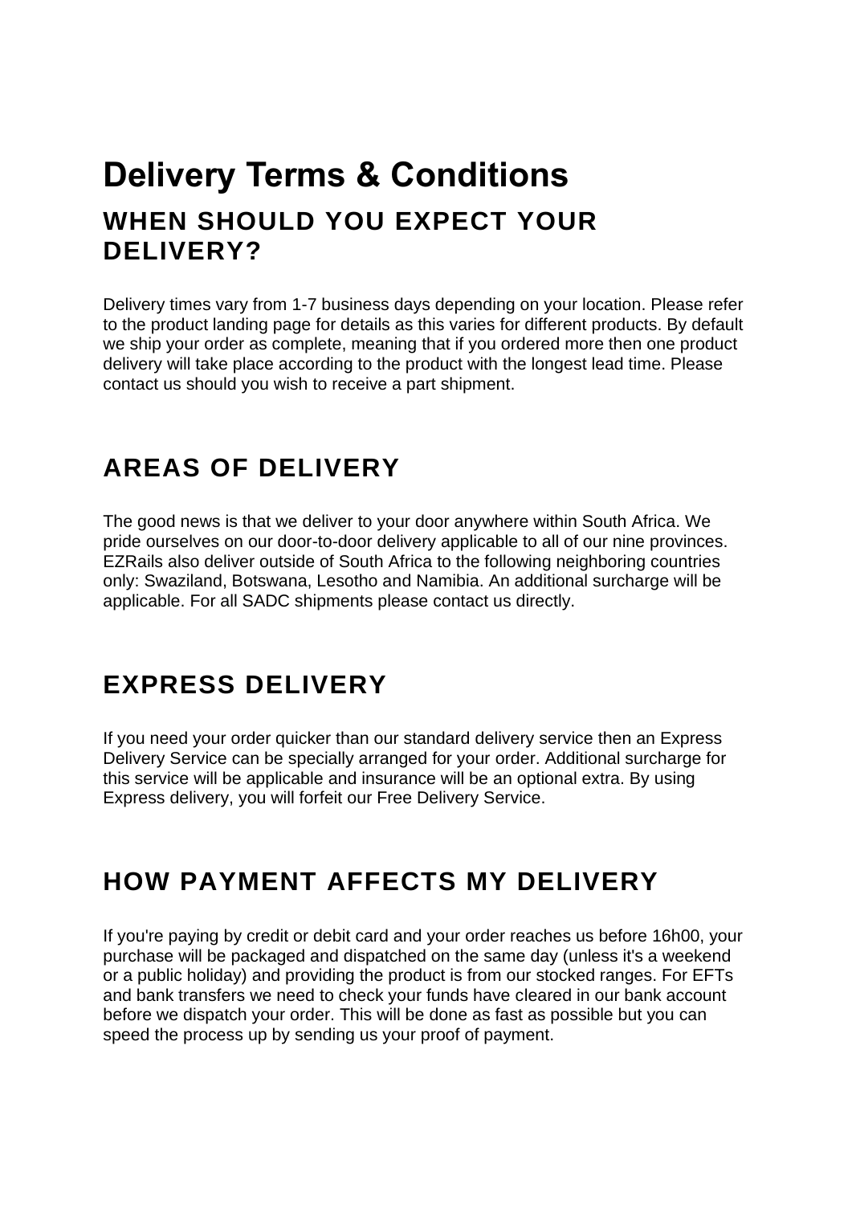# Delivery Terms & Conditions

## WHEN SHOULD YOU EXPECT YOUR DELIVERY?

Delivery times vary from 1-7 business days depending on your location. Please refer to the product landing page for details as this varies for different products. By default we ship your order as complete, meaning that if you ordered more then one product delivery will take place according to the product with the longest lead time. Please contact us should you wish to receive a part shipment.

## AREAS OF DELIVERY

The good news is that we deliver to your door anywhere within South Africa. We pride ourselves on our door-to-door delivery applicable to all of our nine provinces. EZRails also deliver outside of South Africa to the following neighboring countries only: Swaziland, Botswana, Lesotho and Namibia. An additional surcharge will be applicable. For all SADC shipments please contact us directly.

## EXPRESS DELIVERY

If you need your order quicker than our standard delivery service then an Express Delivery Service can be specially arranged for your order. Additional surcharge for this service will be applicable and insurance will be an optional extra. By using Express delivery, you will forfeit our Free Delivery Service.

## HOW PAYMENT AFFECTS MY DELIVERY

If you're paying by credit or debit card and your order reaches us before 16h00, your purchase will be packaged and dispatched on the same day (unless it's a weekend or a public holiday) and providing the product is from our stocked ranges. For EFTs and bank transfers we need to check your funds have cleared in our bank account before we dispatch your order. This will be done as fast as possible but you can speed the process up by sending us your proof of payment.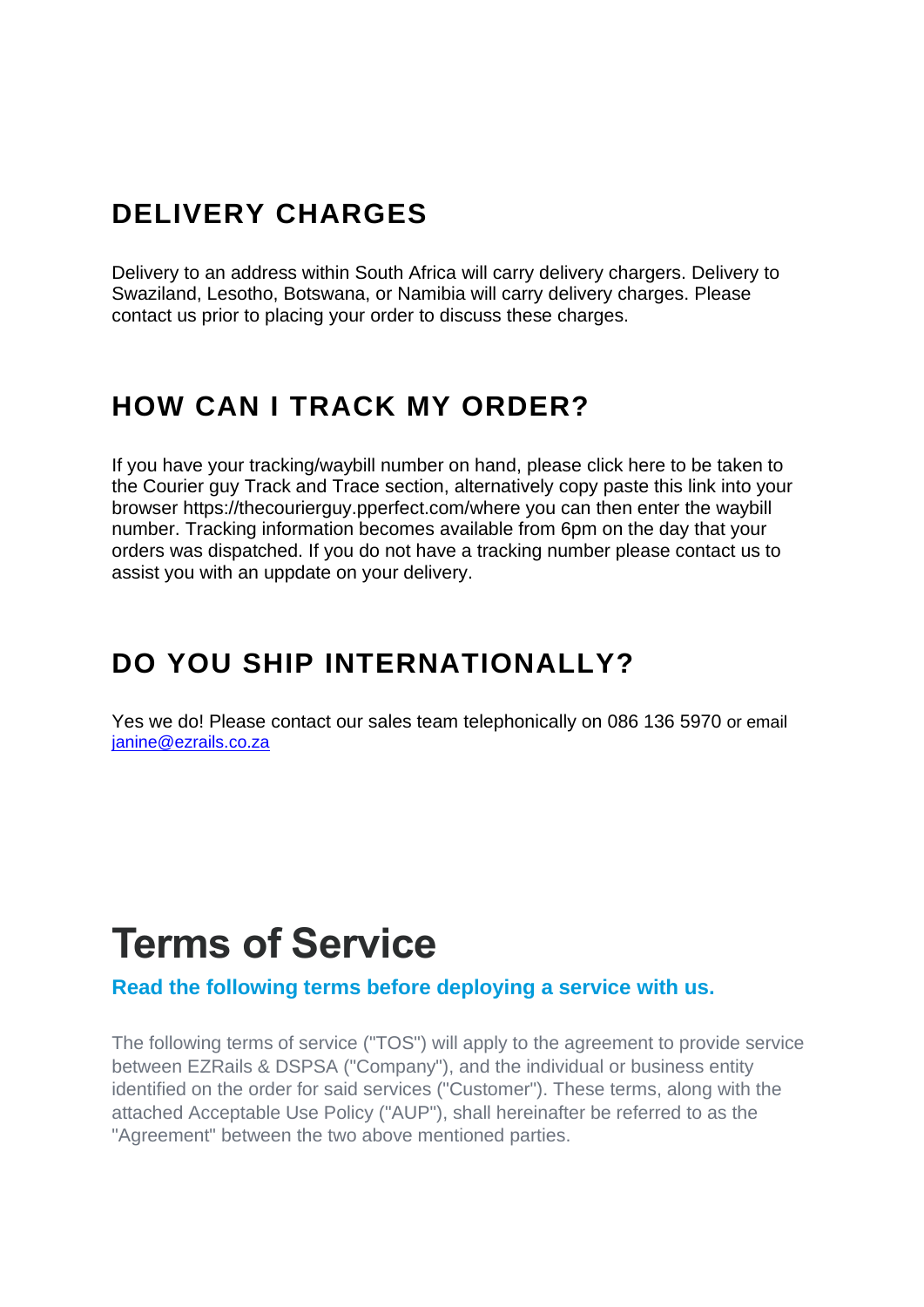## DELIVERY CHARGES

Delivery to an address within South Africa will carry delivery chargers. Delivery to Swaziland, Lesotho, Botswana, or Namibia will carry delivery charges. Please contact us prior to placing your order to discuss these charges.

## HOW CAN I TRACK MY ORDER?

If you have your tracking/waybill number on hand, please click here to be taken to the Courier guy Track and Trace section, alternatively copy paste this link into your browser https://thecourierguy.pperfect.com/where you can then enter the waybill number. Tracking information becomes available from 6pm on the day that your orders was dispatched. If you do not have a tracking number please contact us to assist you with an uppdate on your delivery.

## DO YOU SHIP INTERNATIONALLY?

Yes we do! Please contact our sales team telephonically on 086 136 5970 or email [janine@ezrails.co.za](mailto:janine@ezrails.co.za)

# Terms of Service

**Read the following terms before deploying a service with us.**

The following terms of service ("TOS") will apply to the agreement to provide service between EZRails & DSPSA ("Company"), and the individual or business entity identified on the order for said services ("Customer"). These terms, along with the attached Acceptable Use Policy ("AUP"), shall hereinafter be referred to as the "Agreement" between the two above mentioned parties.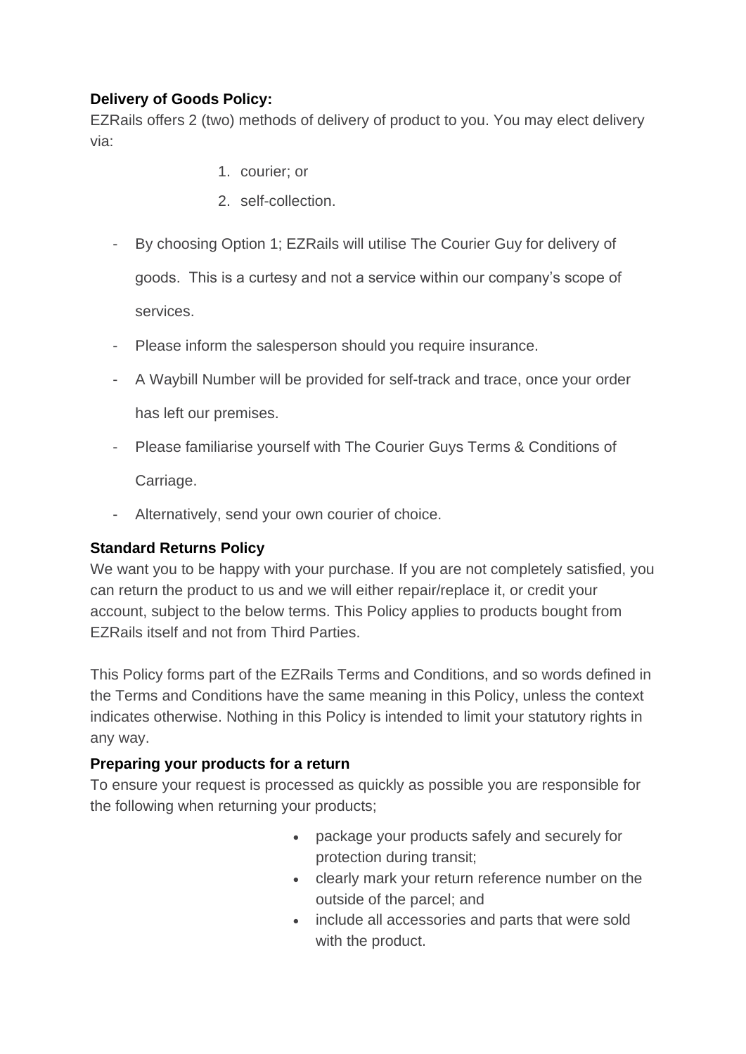**Delivery of Goods Policy:**

EZRails offers 2 (two) methods of delivery of product to you. You may elect delivery via:

1. courier; or
2. self-collection.

- By choosing Option 1; EZRails will utilise The Courier Guy for delivery of goods. This is a curtesy and not a service within our company's scope of services.
- Please inform the salesperson should you require insurance.
- A Waybill Number will be provided for self-track and trace, once your order has left our premises.
- Please familiarise yourself with The Courier Guys Terms & Conditions of Carriage.
- Alternatively, send your own courier of choice.

**Standard Returns Policy**

We want you to be happy with your purchase. If you are not completely satisfied, you can return the product to us and we will either repair/replace it, or credit your account, subject to the below terms. This Policy applies to products bought from EZRails itself and not from Third Parties.

This Policy forms part of the EZRails Terms and Conditions, and so words defined in the Terms and Conditions have the same meaning in this Policy, unless the context indicates otherwise. Nothing in this Policy is intended to limit your statutory rights in any way.

**Preparing your products for a return**

To ensure your request is processed as quickly as possible you are responsible for the following when returning your products;

- package your products safely and securely for protection during transit;
- clearly mark your return reference number on the outside of the parcel; and
- include all accessories and parts that were sold with the product.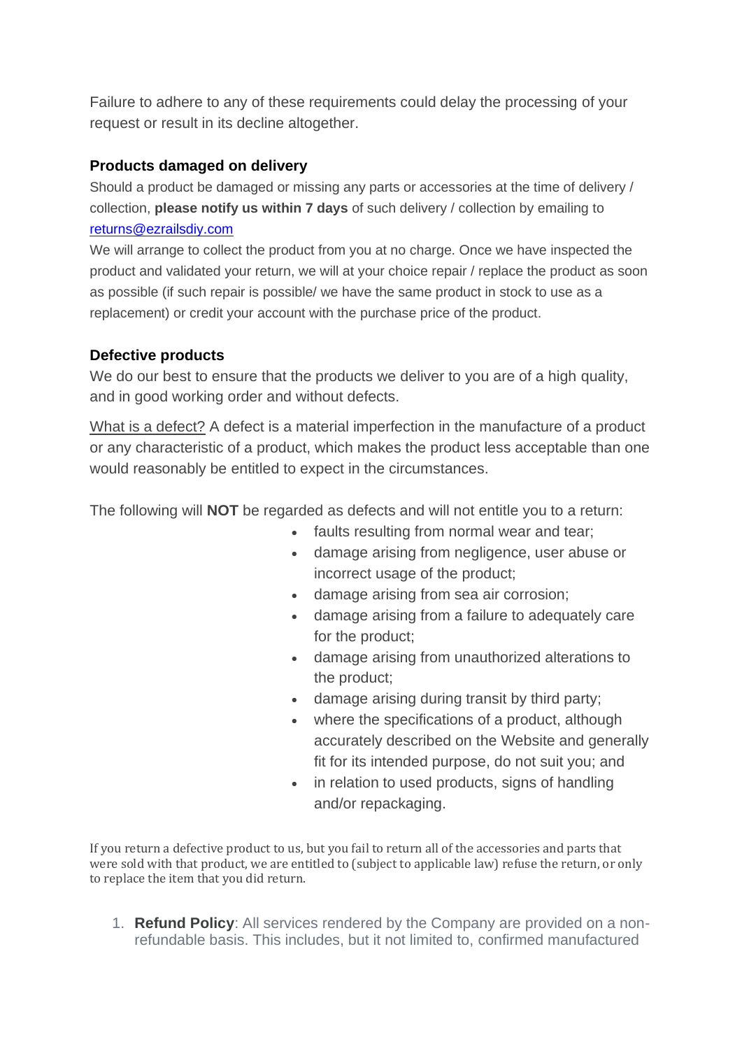Failure to adhere to any of these requirements could delay the processing of your request or result in its decline altogether.

**Products damaged on delivery**

Should a product be damaged or missing any parts or accessories at the time of delivery / collection, **please notify us within 7 days** of such delivery / collection by emailing to [returns@ezrailsdiy.com](mailto:returns@ezrailsdiy.com)

We will arrange to collect the product from you at no charge. Once we have inspected the product and validated your return, we will at your choice repair / replace the product as soon as possible (if such repair is possible/ we have the same product in stock to use as a replacement) or credit your account with the purchase price of the product.

**Defective products**

We do our best to ensure that the products we deliver to you are of a high quality, and in good working order and without defects.

What is a defect? A defect is a material imperfection in the manufacture of a product or any characteristic of a product, which makes the product less acceptable than one would reasonably be entitled to expect in the circumstances.

The following will **NOT** be regarded as defects and will not entitle you to a return:

- faults resulting from normal wear and tear;
- damage arising from negligence, user abuse or incorrect usage of the product;
- damage arising from sea air corrosion;
- damage arising from a failure to adequately care for the product;
- damage arising from unauthorized alterations to the product;
- damage arising during transit by third party;
- where the specifications of a product, although accurately described on the Website and generally fit for its intended purpose, do not suit you; and
- in relation to used products, signs of handling and/or repackaging.

If you return a defective product to us, but you fail to return all of the accessories and parts that were sold with that product, we are entitled to (subject to applicable law) refuse the return, or only to replace the item that you did return.

1. **Refund Policy**: All services rendered by the Company are provided on a non-refundable basis. This includes, but it not limited to, confirmed manufactured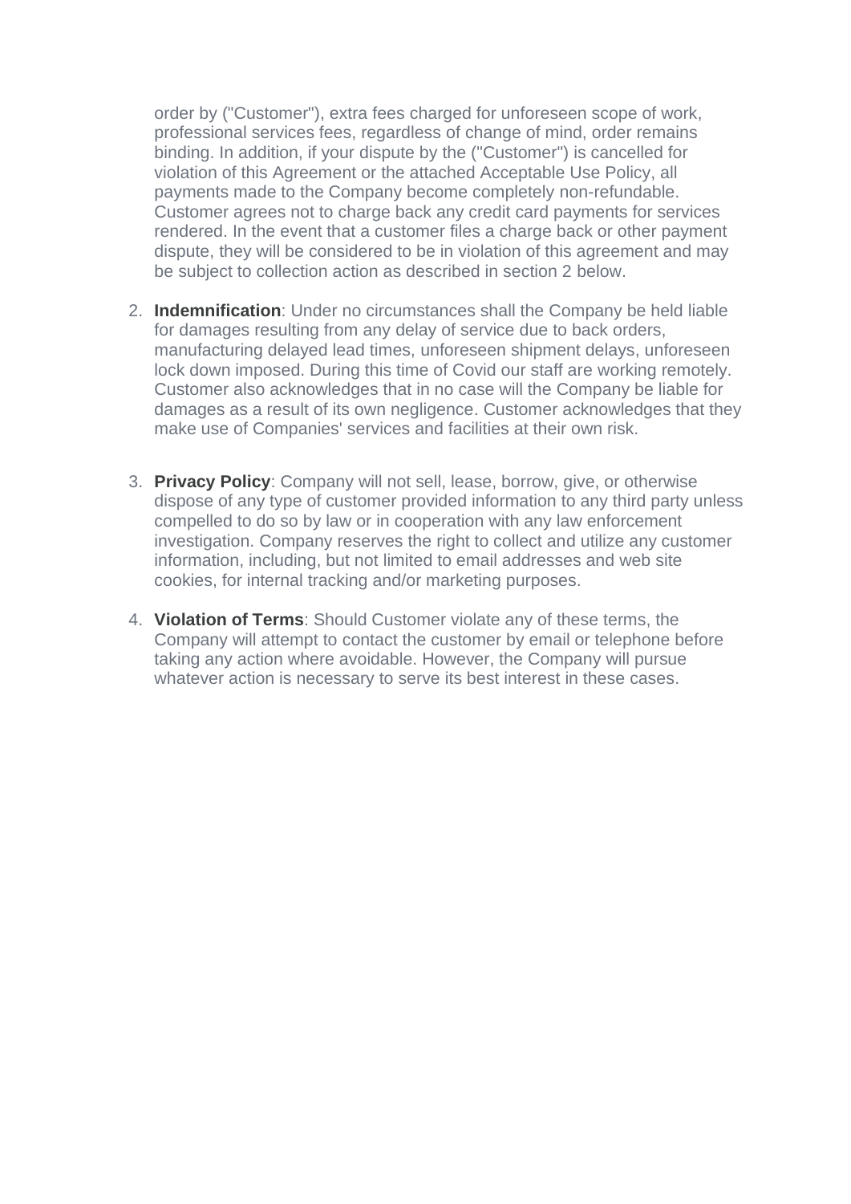order by ("Customer"), extra fees charged for unforeseen scope of work, professional services fees, regardless of change of mind, order remains binding. In addition, if your dispute by the ("Customer") is cancelled for violation of this Agreement or the attached Acceptable Use Policy, all payments made to the Company become completely non-refundable. Customer agrees not to charge back any credit card payments for services rendered. In the event that a customer files a charge back or other payment dispute, they will be considered to be in violation of this agreement and may be subject to collection action as described in section 2 below.

2. **Indemnification**: Under no circumstances shall the Company be held liable for damages resulting from any delay of service due to back orders, manufacturing delayed lead times, unforeseen shipment delays, unforeseen lock down imposed. During this time of Covid our staff are working remotely. Customer also acknowledges that in no case will the Company be liable for damages as a result of its own negligence. Customer acknowledges that they make use of Companies' services and facilities at their own risk.

3. **Privacy Policy**: Company will not sell, lease, borrow, give, or otherwise dispose of any type of customer provided information to any third party unless compelled to do so by law or in cooperation with any law enforcement investigation. Company reserves the right to collect and utilize any customer information, including, but not limited to email addresses and web site cookies, for internal tracking and/or marketing purposes.

4. **Violation of Terms**: Should Customer violate any of these terms, the Company will attempt to contact the customer by email or telephone before taking any action where avoidable. However, the Company will pursue whatever action is necessary to serve its best interest in these cases.